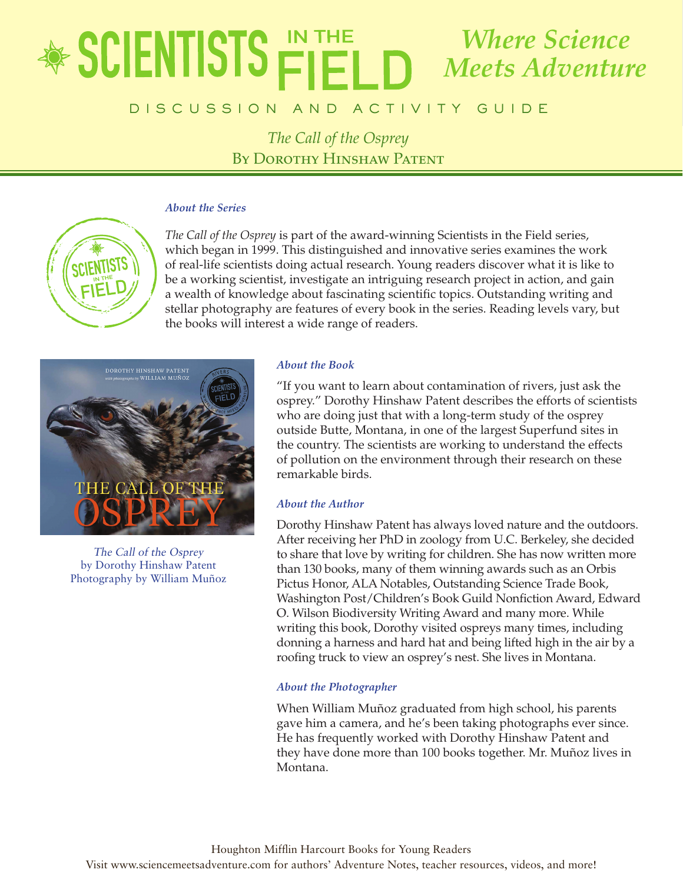# SCIENTISTS IN THE FIELD

*Where Science Meets Adventure*

DISCUSSION AND ACTIVITY GUIDE

*The Call of the Osprey*

By Dorothy Hinshaw Patent

### *About the Series*

*The Call of the Osprey* is part of the award-winning Scientists in the Field series, which began in 1999. This distinguished and innovative series examines the work of real-life scientists doing actual research. Young readers discover what it is like to be a working scientist, investigate an intriguing research project in action, and gain a wealth of knowledge about fascinating scientific topics. Outstanding writing and stellar photography are features of every book in the series. Reading levels vary, but the books will interest a wide range of readers.

*The Call of the Osprey*
by Dorothy Hinshaw Patent
Photography by William Muñoz

### *About the Book*

"If you want to learn about contamination of rivers, just ask the osprey." Dorothy Hinshaw Patent describes the efforts of scientists who are doing just that with a long-term study of the osprey outside Butte, Montana, in one of the largest Superfund sites in the country. The scientists are working to understand the effects of pollution on the environment through their research on these remarkable birds.

### *About the Author*

Dorothy Hinshaw Patent has always loved nature and the outdoors. After receiving her PhD in zoology from U.C. Berkeley, she decided to share that love by writing for children. She has now written more than 130 books, many of them winning awards such as an Orbis Pictus Honor, ALA Notables, Outstanding Science Trade Book, Washington Post/Children's Book Guild Nonfiction Award, Edward O. Wilson Biodiversity Writing Award and many more. While writing this book, Dorothy visited ospreys many times, including donning a harness and hard hat and being lifted high in the air by a roofing truck to view an osprey's nest. She lives in Montana.

### *About the Photographer*

When William Muñoz graduated from high school, his parents gave him a camera, and he's been taking photographs ever since. He has frequently worked with Dorothy Hinshaw Patent and they have done more than 100 books together. Mr. Muñoz lives in Montana.

Houghton Mifflin Harcourt Books for Young Readers
Visit www.sciencemeetsadventure.com for authors' Adventure Notes, teacher resources, videos, and more!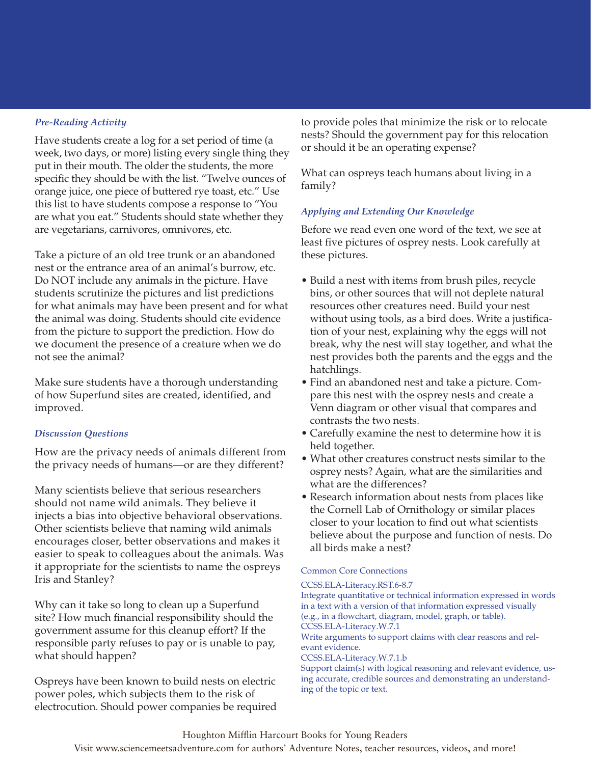### *Pre-Reading Activity*

Have students create a log for a set period of time (a week, two days, or more) listing every single thing they put in their mouth. The older the students, the more specific they should be with the list. "Twelve ounces of orange juice, one piece of buttered rye toast, etc." Use this list to have students compose a response to "You are what you eat." Students should state whether they are vegetarians, carnivores, omnivores, etc.

Take a picture of an old tree trunk or an abandoned nest or the entrance area of an animal's burrow, etc. Do NOT include any animals in the picture. Have students scrutinize the pictures and list predictions for what animals may have been present and for what the animal was doing. Students should cite evidence from the picture to support the prediction. How do we document the presence of a creature when we do not see the animal?

Make sure students have a thorough understanding of how Superfund sites are created, identified, and improved.

### *Discussion Questions*

How are the privacy needs of animals different from the privacy needs of humans—or are they different?

Many scientists believe that serious researchers should not name wild animals. They believe it injects a bias into objective behavioral observations. Other scientists believe that naming wild animals encourages closer, better observations and makes it easier to speak to colleagues about the animals. Was it appropriate for the scientists to name the ospreys Iris and Stanley?

Why can it take so long to clean up a Superfund site? How much financial responsibility should the government assume for this cleanup effort? If the responsible party refuses to pay or is unable to pay, what should happen?

Ospreys have been known to build nests on electric power poles, which subjects them to the risk of electrocution. Should power companies be required to provide poles that minimize the risk or to relocate nests? Should the government pay for this relocation or should it be an operating expense?

What can ospreys teach humans about living in a family?

### *Applying and Extending Our Knowledge*

Before we read even one word of the text, we see at least five pictures of osprey nests. Look carefully at these pictures.

- Build a nest with items from brush piles, recycle bins, or other sources that will not deplete natural resources other creatures need. Build your nest without using tools, as a bird does. Write a justification of your nest, explaining why the eggs will not break, why the nest will stay together, and what the nest provides both the parents and the eggs and the hatchlings.
- Find an abandoned nest and take a picture. Compare this nest with the osprey nests and create a Venn diagram or other visual that compares and contrasts the two nests.
- Carefully examine the nest to determine how it is held together.
- What other creatures construct nests similar to the osprey nests? Again, what are the similarities and what are the differences?
- Research information about nests from places like the Cornell Lab of Ornithology or similar places closer to your location to find out what scientists believe about the purpose and function of nests. Do all birds make a nest?

Common Core Connections

CCSS.ELA-Literacy.RST.6-8.7
Integrate quantitative or technical information expressed in words in a text with a version of that information expressed visually (e.g., in a flowchart, diagram, model, graph, or table).

CCSS.ELA-Literacy.W.7.1
Write arguments to support claims with clear reasons and relevant evidence.

CCSS.ELA-Literacy.W.7.1.b
Support claim(s) with logical reasoning and relevant evidence, using accurate, credible sources and demonstrating an understanding of the topic or text.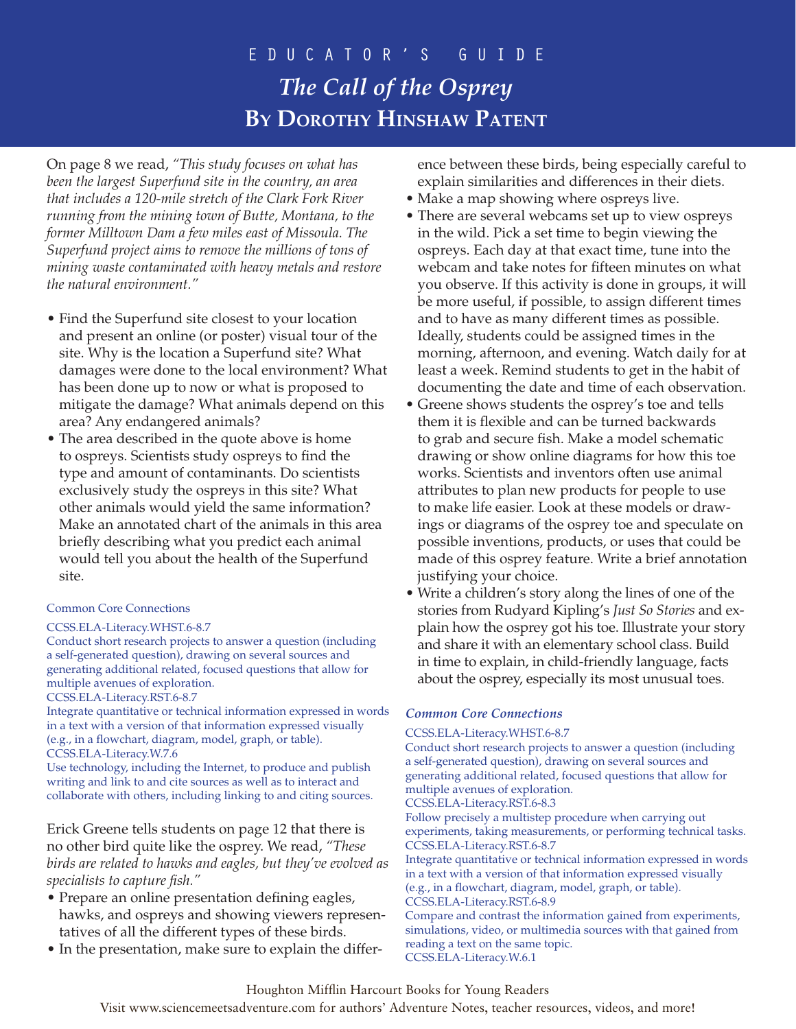# EDUCATOR'S GUIDE

## *The Call of the Osprey*

## By Dorothy Hinshaw Patent

On page 8 we read, *"This study focuses on what has been the largest Superfund site in the country, an area that includes a 120-mile stretch of the Clark Fork River running from the mining town of Butte, Montana, to the former Milltown Dam a few miles east of Missoula. The Superfund project aims to remove the millions of tons of mining waste contaminated with heavy metals and restore the natural environment."*

- Find the Superfund site closest to your location and present an online (or poster) visual tour of the site. Why is the location a Superfund site? What damages were done to the local environment? What has been done up to now or what is proposed to mitigate the damage? What animals depend on this area? Any endangered animals?
- The area described in the quote above is home to ospreys. Scientists study ospreys to find the type and amount of contaminants. Do scientists exclusively study the ospreys in this site? What other animals would yield the same information? Make an annotated chart of the animals in this area briefly describing what you predict each animal would tell you about the health of the Superfund site.

Common Core Connections

CCSS.ELA-Literacy.WHST.6-8.7
Conduct short research projects to answer a question (including a self-generated question), drawing on several sources and generating additional related, focused questions that allow for multiple avenues of exploration.
CCSS.ELA-Literacy.RST.6-8.7
Integrate quantitative or technical information expressed in words in a text with a version of that information expressed visually (e.g., in a flowchart, diagram, model, graph, or table).
CCSS.ELA-Literacy.W.7.6
Use technology, including the Internet, to produce and publish writing and link to and cite sources as well as to interact and collaborate with others, including linking to and citing sources.

Erick Greene tells students on page 12 that there is no other bird quite like the osprey. We read, *"These birds are related to hawks and eagles, but they've evolved as specialists to capture fish."*

- Prepare an online presentation defining eagles, hawks, and ospreys and showing viewers representatives of all the different types of these birds.
- In the presentation, make sure to explain the difference between these birds, being especially careful to explain similarities and differences in their diets.
- Make a map showing where ospreys live.
- There are several webcams set up to view ospreys in the wild. Pick a set time to begin viewing the ospreys. Each day at that exact time, tune into the webcam and take notes for fifteen minutes on what you observe. If this activity is done in groups, it will be more useful, if possible, to assign different times and to have as many different times as possible. Ideally, students could be assigned times in the morning, afternoon, and evening. Watch daily for at least a week. Remind students to get in the habit of documenting the date and time of each observation.
- Greene shows students the osprey's toe and tells them it is flexible and can be turned backwards to grab and secure fish. Make a model schematic drawing or show online diagrams for how this toe works. Scientists and inventors often use animal attributes to plan new products for people to use to make life easier. Look at these models or drawings or diagrams of the osprey toe and speculate on possible inventions, products, or uses that could be made of this osprey feature. Write a brief annotation justifying your choice.
- Write a children's story along the lines of one of the stories from Rudyard Kipling's *Just So Stories* and explain how the osprey got his toe. Illustrate your story and share it with an elementary school class. Build in time to explain, in child-friendly language, facts about the osprey, especially its most unusual toes.

***Common Core Connections***

CCSS.ELA-Literacy.WHST.6-8.7
Conduct short research projects to answer a question (including a self-generated question), drawing on several sources and generating additional related, focused questions that allow for multiple avenues of exploration.
CCSS.ELA-Literacy.RST.6-8.3
Follow precisely a multistep procedure when carrying out experiments, taking measurements, or performing technical tasks.
CCSS.ELA-Literacy.RST.6-8.7
Integrate quantitative or technical information expressed in words in a text with a version of that information expressed visually (e.g., in a flowchart, diagram, model, graph, or table).
CCSS.ELA-Literacy.RST.6-8.9
Compare and contrast the information gained from experiments, simulations, video, or multimedia sources with that gained from reading a text on the same topic.
CCSS.ELA-Literacy.W.6.1

Houghton Mifflin Harcourt Books for Young Readers
Visit www.sciencemeetsadventure.com for authors' Adventure Notes, teacher resources, videos, and more!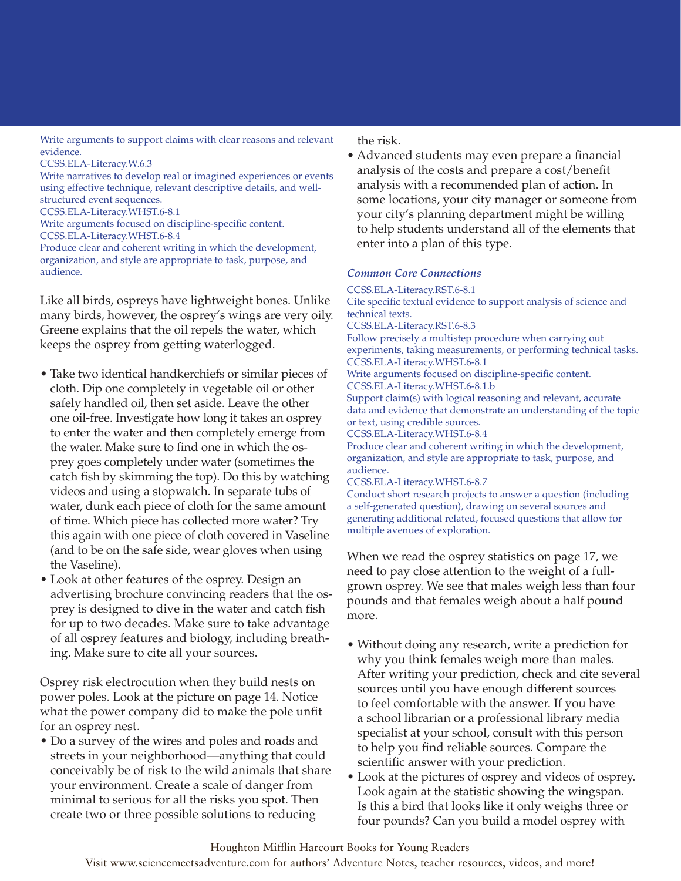Write arguments to support claims with clear reasons and relevant evidence.
CCSS.ELA-Literacy.W.6.3
Write narratives to develop real or imagined experiences or events using effective technique, relevant descriptive details, and well-structured event sequences.
CCSS.ELA-Literacy.WHST.6-8.1
Write arguments focused on discipline-specific content.
CCSS.ELA-Literacy.WHST.6-8.4
Produce clear and coherent writing in which the development, organization, and style are appropriate to task, purpose, and audience.

Like all birds, ospreys have lightweight bones. Unlike many birds, however, the osprey's wings are very oily. Greene explains that the oil repels the water, which keeps the osprey from getting waterlogged.

- Take two identical handkerchiefs or similar pieces of cloth. Dip one completely in vegetable oil or other safely handled oil, then set aside. Leave the other one oil-free. Investigate how long it takes an osprey to enter the water and then completely emerge from the water. Make sure to find one in which the osprey goes completely under water (sometimes the catch fish by skimming the top). Do this by watching videos and using a stopwatch. In separate tubs of water, dunk each piece of cloth for the same amount of time. Which piece has collected more water? Try this again with one piece of cloth covered in Vaseline (and to be on the safe side, wear gloves when using the Vaseline).
- Look at other features of the osprey. Design an advertising brochure convincing readers that the osprey is designed to dive in the water and catch fish for up to two decades. Make sure to take advantage of all osprey features and biology, including breathing. Make sure to cite all your sources.

Osprey risk electrocution when they build nests on power poles. Look at the picture on page 14. Notice what the power company did to make the pole unfit for an osprey nest.

- Do a survey of the wires and poles and roads and streets in your neighborhood—anything that could conceivably be of risk to the wild animals that share your environment. Create a scale of danger from minimal to serious for all the risks you spot. Then create two or three possible solutions to reducing the risk.
- Advanced students may even prepare a financial analysis of the costs and prepare a cost/benefit analysis with a recommended plan of action. In some locations, your city manager or someone from your city's planning department might be willing to help students understand all of the elements that enter into a plan of this type.

***Common Core Connections***

CCSS.ELA-Literacy.RST.6-8.1
Cite specific textual evidence to support analysis of science and technical texts.
CCSS.ELA-Literacy.RST.6-8.3
Follow precisely a multistep procedure when carrying out experiments, taking measurements, or performing technical tasks.
CCSS.ELA-Literacy.WHST.6-8.1
Write arguments focused on discipline-specific content.
CCSS.ELA-Literacy.WHST.6-8.1.b
Support claim(s) with logical reasoning and relevant, accurate data and evidence that demonstrate an understanding of the topic or text, using credible sources.
CCSS.ELA-Literacy.WHST.6-8.4
Produce clear and coherent writing in which the development, organization, and style are appropriate to task, purpose, and audience.
CCSS.ELA-Literacy.WHST.6-8.7
Conduct short research projects to answer a question (including a self-generated question), drawing on several sources and generating additional related, focused questions that allow for multiple avenues of exploration.

When we read the osprey statistics on page 17, we need to pay close attention to the weight of a full-grown osprey. We see that males weigh less than four pounds and that females weigh about a half pound more.

- Without doing any research, write a prediction for why you think females weigh more than males. After writing your prediction, check and cite several sources until you have enough different sources to feel comfortable with the answer. If you have a school librarian or a professional library media specialist at your school, consult with this person to help you find reliable sources. Compare the scientific answer with your prediction.
- Look at the pictures of osprey and videos of osprey. Look again at the statistic showing the wingspan. Is this a bird that looks like it only weighs three or four pounds? Can you build a model osprey with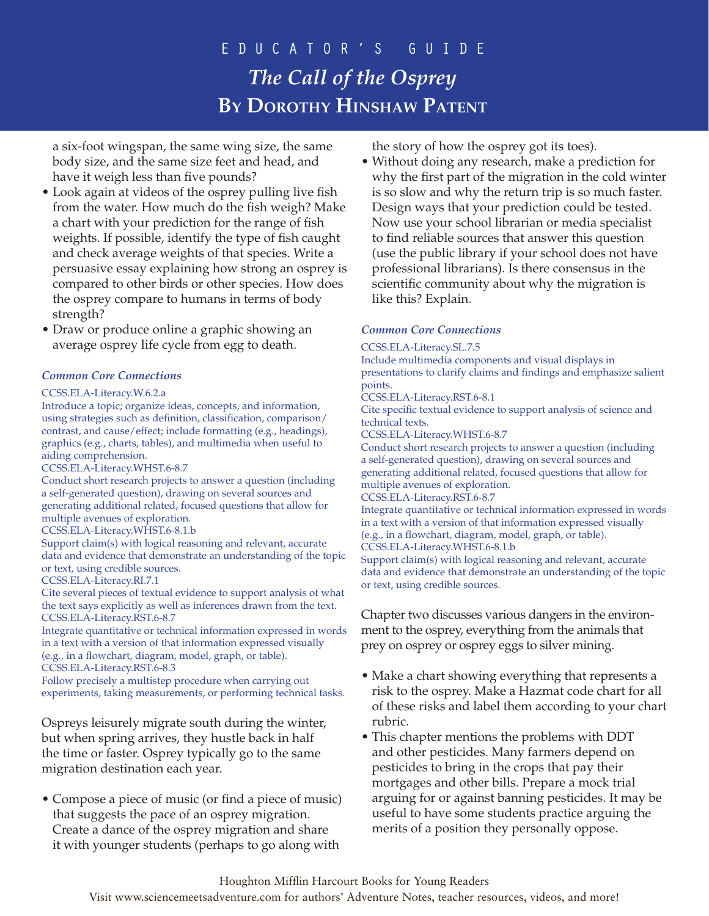a six-foot wingspan, the same wing size, the same body size, and the same size feet and head, and have it weigh less than five pounds?

- Look again at videos of the osprey pulling live fish from the water. How much do the fish weigh? Make a chart with your prediction for the range of fish weights. If possible, identify the type of fish caught and check average weights of that species. Write a persuasive essay explaining how strong an osprey is compared to other birds or other species. How does the osprey compare to humans in terms of body strength?
- Draw or produce online a graphic showing an average osprey life cycle from egg to death.

### *Common Core Connections*

CCSS.ELA-Literacy.W.6.2.a
Introduce a topic; organize ideas, concepts, and information, using strategies such as definition, classification, comparison/contrast, and cause/effect; include formatting (e.g., headings), graphics (e.g., charts, tables), and multimedia when useful to aiding comprehension.
CCSS.ELA-Literacy.WHST.6-8.7
Conduct short research projects to answer a question (including a self-generated question), drawing on several sources and generating additional related, focused questions that allow for multiple avenues of exploration.
CCSS.ELA-Literacy.WHST.6-8.1.b
Support claim(s) with logical reasoning and relevant, accurate data and evidence that demonstrate an understanding of the topic or text, using credible sources.
CCSS.ELA-Literacy.RI.7.1
Cite several pieces of textual evidence to support analysis of what the text says explicitly as well as inferences drawn from the text.
CCSS.ELA-Literacy.RST.6-8.7
Integrate quantitative or technical information expressed in words in a text with a version of that information expressed visually (e.g., in a flowchart, diagram, model, graph, or table).
CCSS.ELA-Literacy.RST.6-8.3
Follow precisely a multistep procedure when carrying out experiments, taking measurements, or performing technical tasks.

Ospreys leisurely migrate south during the winter, but when spring arrives, they hustle back in half the time or faster. Osprey typically go to the same migration destination each year.

- Compose a piece of music (or find a piece of music) that suggests the pace of an osprey migration. Create a dance of the osprey migration and share it with younger students (perhaps to go along with the story of how the osprey got its toes).
- Without doing any research, make a prediction for why the first part of the migration in the cold winter is so slow and why the return trip is so much faster. Design ways that your prediction could be tested. Now use your school librarian or media specialist to find reliable sources that answer this question (use the public library if your school does not have professional librarians). Is there consensus in the scientific community about why the migration is like this? Explain.

### *Common Core Connections*

CCSS.ELA-Literacy.SL.7.5
Include multimedia components and visual displays in presentations to clarify claims and findings and emphasize salient points.
CCSS.ELA-Literacy.RST.6-8.1
Cite specific textual evidence to support analysis of science and technical texts.
CCSS.ELA-Literacy.WHST.6-8.7
Conduct short research projects to answer a question (including a self-generated question), drawing on several sources and generating additional related, focused questions that allow for multiple avenues of exploration.
CCSS.ELA-Literacy.RST.6-8.7
Integrate quantitative or technical information expressed in words in a text with a version of that information expressed visually (e.g., in a flowchart, diagram, model, graph, or table).
CCSS.ELA-Literacy.WHST.6-8.1.b
Support claim(s) with logical reasoning and relevant, accurate data and evidence that demonstrate an understanding of the topic or text, using credible sources.

Chapter two discusses various dangers in the environment to the osprey, everything from the animals that prey on osprey or osprey eggs to silver mining.

- Make a chart showing everything that represents a risk to the osprey. Make a Hazmat code chart for all of these risks and label them according to your chart rubric.
- This chapter mentions the problems with DDT and other pesticides. Many farmers depend on pesticides to bring in the crops that pay their mortgages and other bills. Prepare a mock trial arguing for or against banning pesticides. It may be useful to have some students practice arguing the merits of a position they personally oppose.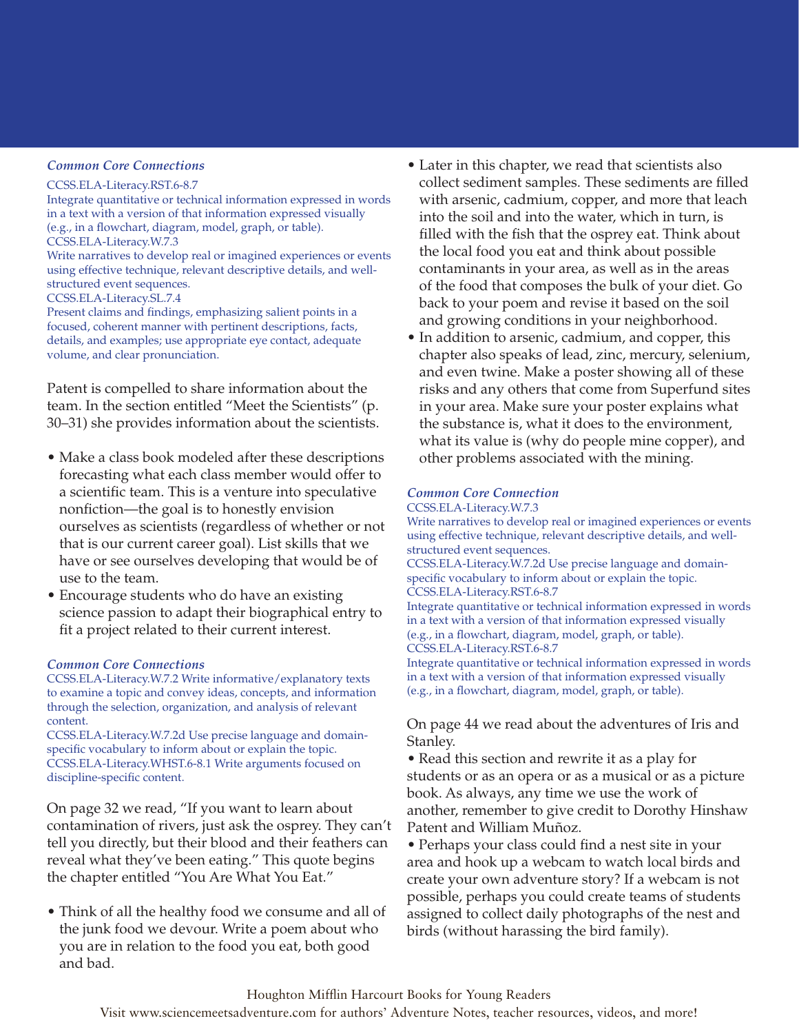***Common Core Connections***

CCSS.ELA-Literacy.RST.6-8.7
Integrate quantitative or technical information expressed in words in a text with a version of that information expressed visually (e.g., in a flowchart, diagram, model, graph, or table).
CCSS.ELA-Literacy.W.7.3
Write narratives to develop real or imagined experiences or events using effective technique, relevant descriptive details, and well-structured event sequences.
CCSS.ELA-Literacy.SL.7.4
Present claims and findings, emphasizing salient points in a focused, coherent manner with pertinent descriptions, facts, details, and examples; use appropriate eye contact, adequate volume, and clear pronunciation.

Patent is compelled to share information about the team. In the section entitled "Meet the Scientists" (p. 30–31) she provides information about the scientists.

- Make a class book modeled after these descriptions forecasting what each class member would offer to a scientific team. This is a venture into speculative nonfiction—the goal is to honestly envision ourselves as scientists (regardless of whether or not that is our current career goal). List skills that we have or see ourselves developing that would be of use to the team.
- Encourage students who do have an existing science passion to adapt their biographical entry to fit a project related to their current interest.

***Common Core Connections***

CCSS.ELA-Literacy.W.7.2 Write informative/explanatory texts to examine a topic and convey ideas, concepts, and information through the selection, organization, and analysis of relevant content.
CCSS.ELA-Literacy.W.7.2d Use precise language and domain-specific vocabulary to inform about or explain the topic.
CCSS.ELA-Literacy.WHST.6-8.1 Write arguments focused on discipline-specific content.

On page 32 we read, "If you want to learn about contamination of rivers, just ask the osprey. They can't tell you directly, but their blood and their feathers can reveal what they've been eating." This quote begins the chapter entitled "You Are What You Eat."

- Think of all the healthy food we consume and all of the junk food we devour. Write a poem about who you are in relation to the food you eat, both good and bad.
- Later in this chapter, we read that scientists also collect sediment samples. These sediments are filled with arsenic, cadmium, copper, and more that leach into the soil and into the water, which in turn, is filled with the fish that the osprey eat. Think about the local food you eat and think about possible contaminants in your area, as well as in the areas of the food that composes the bulk of your diet. Go back to your poem and revise it based on the soil and growing conditions in your neighborhood.
- In addition to arsenic, cadmium, and copper, this chapter also speaks of lead, zinc, mercury, selenium, and even twine. Make a poster showing all of these risks and any others that come from Superfund sites in your area. Make sure your poster explains what the substance is, what it does to the environment, what its value is (why do people mine copper), and other problems associated with the mining.

***Common Core Connection***

CCSS.ELA-Literacy.W.7.3
Write narratives to develop real or imagined experiences or events using effective technique, relevant descriptive details, and well-structured event sequences.
CCSS.ELA-Literacy.W.7.2d Use precise language and domain-specific vocabulary to inform about or explain the topic.
CCSS.ELA-Literacy.RST.6-8.7
Integrate quantitative or technical information expressed in words in a text with a version of that information expressed visually (e.g., in a flowchart, diagram, model, graph, or table).
CCSS.ELA-Literacy.RST.6-8.7
Integrate quantitative or technical information expressed in words in a text with a version of that information expressed visually (e.g., in a flowchart, diagram, model, graph, or table).

On page 44 we read about the adventures of Iris and Stanley.

- Read this section and rewrite it as a play for students or as an opera or as a musical or as a picture book. As always, any time we use the work of another, remember to give credit to Dorothy Hinshaw Patent and William Muñoz.
- Perhaps your class could find a nest site in your area and hook up a webcam to watch local birds and create your own adventure story? If a webcam is not possible, perhaps you could create teams of students assigned to collect daily photographs of the nest and birds (without harassing the bird family).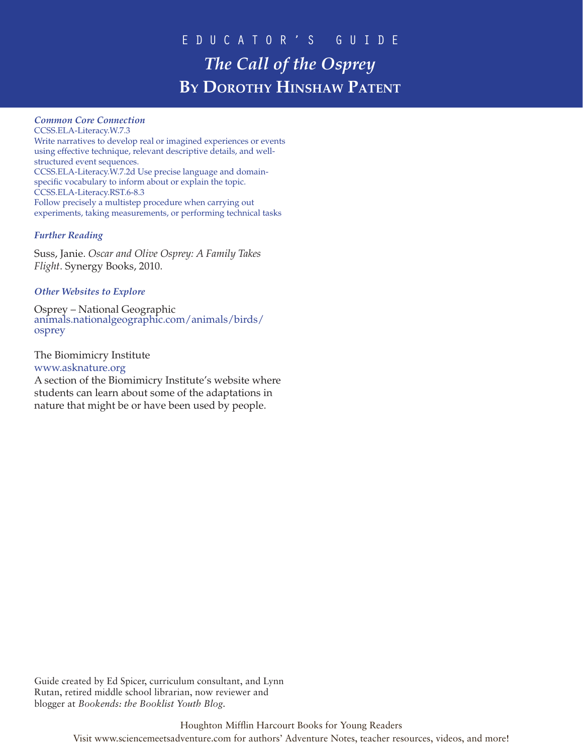# EDUCATOR'S GUIDE

## *The Call of the Osprey*

## By Dorothy Hinshaw Patent

***Common Core Connection***

CCSS.ELA-Literacy.W.7.3
Write narratives to develop real or imagined experiences or events using effective technique, relevant descriptive details, and well-structured event sequences.
CCSS.ELA-Literacy.W.7.2d Use precise language and domain-specific vocabulary to inform about or explain the topic.
CCSS.ELA-Literacy.RST.6-8.3
Follow precisely a multistep procedure when carrying out experiments, taking measurements, or performing technical tasks

***Further Reading***

Suss, Janie. *Oscar and Olive Osprey: A Family Takes Flight*. Synergy Books, 2010.

***Other Websites to Explore***

Osprey – National Geographic
animals.nationalgeographic.com/animals/birds/osprey

The Biomimicry Institute
www.asknature.org
A section of the Biomimicry Institute's website where students can learn about some of the adaptations in nature that might be or have been used by people.

Guide created by Ed Spicer, curriculum consultant, and Lynn Rutan, retired middle school librarian, now reviewer and blogger at *Bookends: the Booklist Youth Blog*.

Houghton Mifflin Harcourt Books for Young Readers
Visit www.sciencemeetsadventure.com for authors' Adventure Notes, teacher resources, videos, and more!